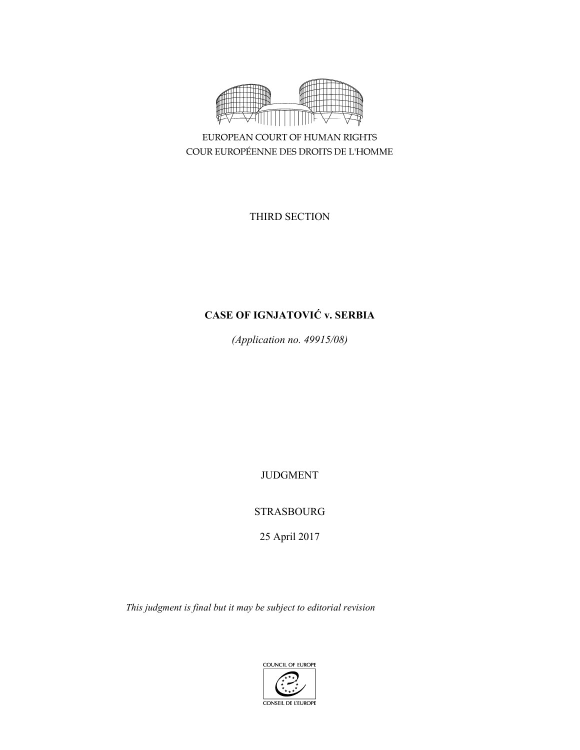EUROPEAN COURT OF HUMAN RIGHTS
COUR EUROPÉENNE DES DROITS DE L'HOMME

THIRD SECTION

# CASE OF IGNJATOVIĆ v. SERBIA

*(Application no. 49915/08)*

JUDGMENT

STRASBOURG

25 April 2017

*This judgment is final but it may be subject to editorial revision*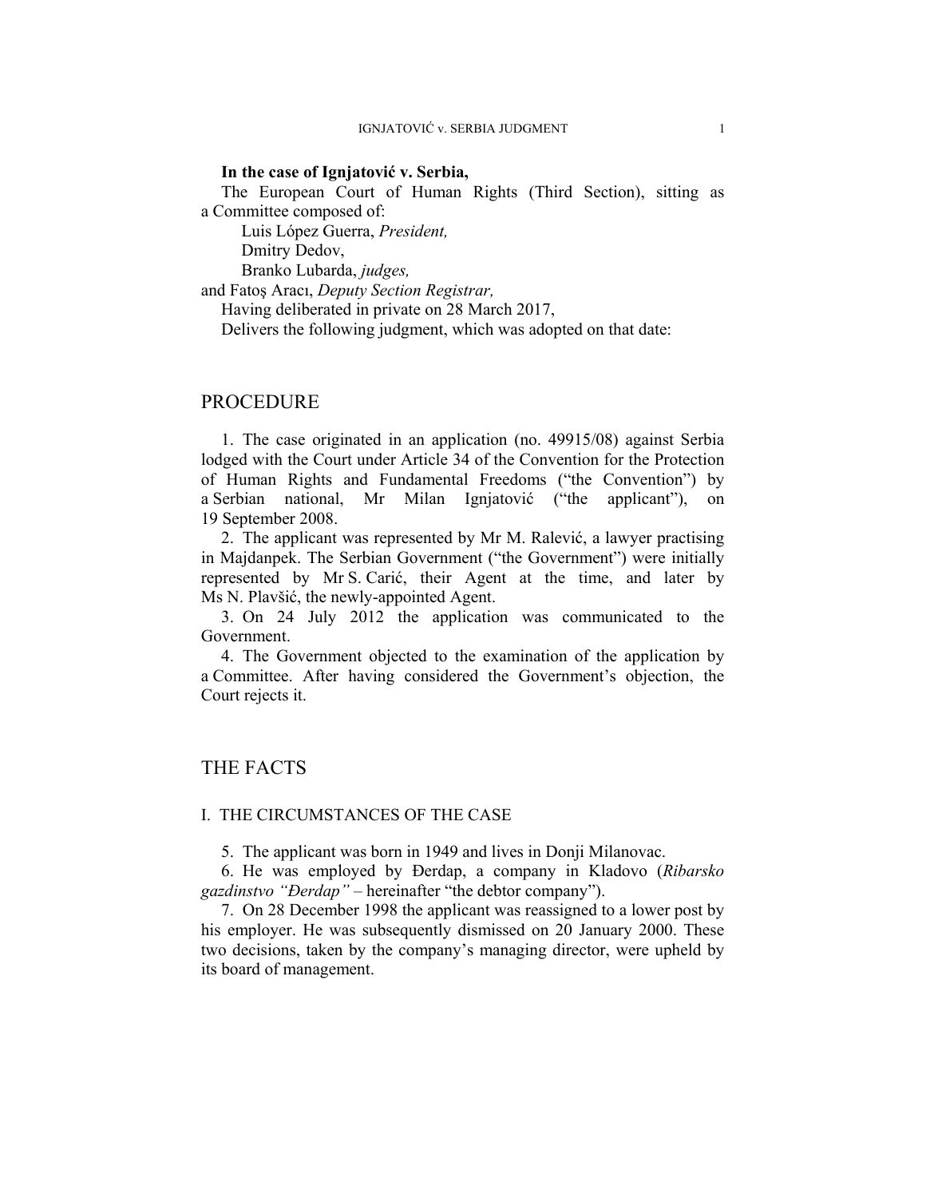**In the case of Ignjatović v. Serbia,**

The European Court of Human Rights (Third Section), sitting as a Committee composed of:

Luis López Guerra, *President,*
Dmitry Dedov,
Branko Lubarda, *judges,*
and Fatoş Aracı, *Deputy Section Registrar,*

Having deliberated in private on 28 March 2017,

Delivers the following judgment, which was adopted on that date:

# PROCEDURE

1. The case originated in an application (no. 49915/08) against Serbia lodged with the Court under Article 34 of the Convention for the Protection of Human Rights and Fundamental Freedoms ("the Convention") by a Serbian national, Mr Milan Ignjatović ("the applicant"), on 19 September 2008.

2. The applicant was represented by Mr M. Ralević, a lawyer practising in Majdanpek. The Serbian Government ("the Government") were initially represented by Mr S. Carić, their Agent at the time, and later by Ms N. Plavšić, the newly-appointed Agent.

3. On 24 July 2012 the application was communicated to the Government.

4. The Government objected to the examination of the application by a Committee. After having considered the Government's objection, the Court rejects it.

# THE FACTS

## I. THE CIRCUMSTANCES OF THE CASE

5. The applicant was born in 1949 and lives in Donji Milanovac.

6. He was employed by Đerdap, a company in Kladovo (*Ribarsko gazdinstvo "Đerdap"* – hereinafter "the debtor company").

7. On 28 December 1998 the applicant was reassigned to a lower post by his employer. He was subsequently dismissed on 20 January 2000. These two decisions, taken by the company's managing director, were upheld by its board of management.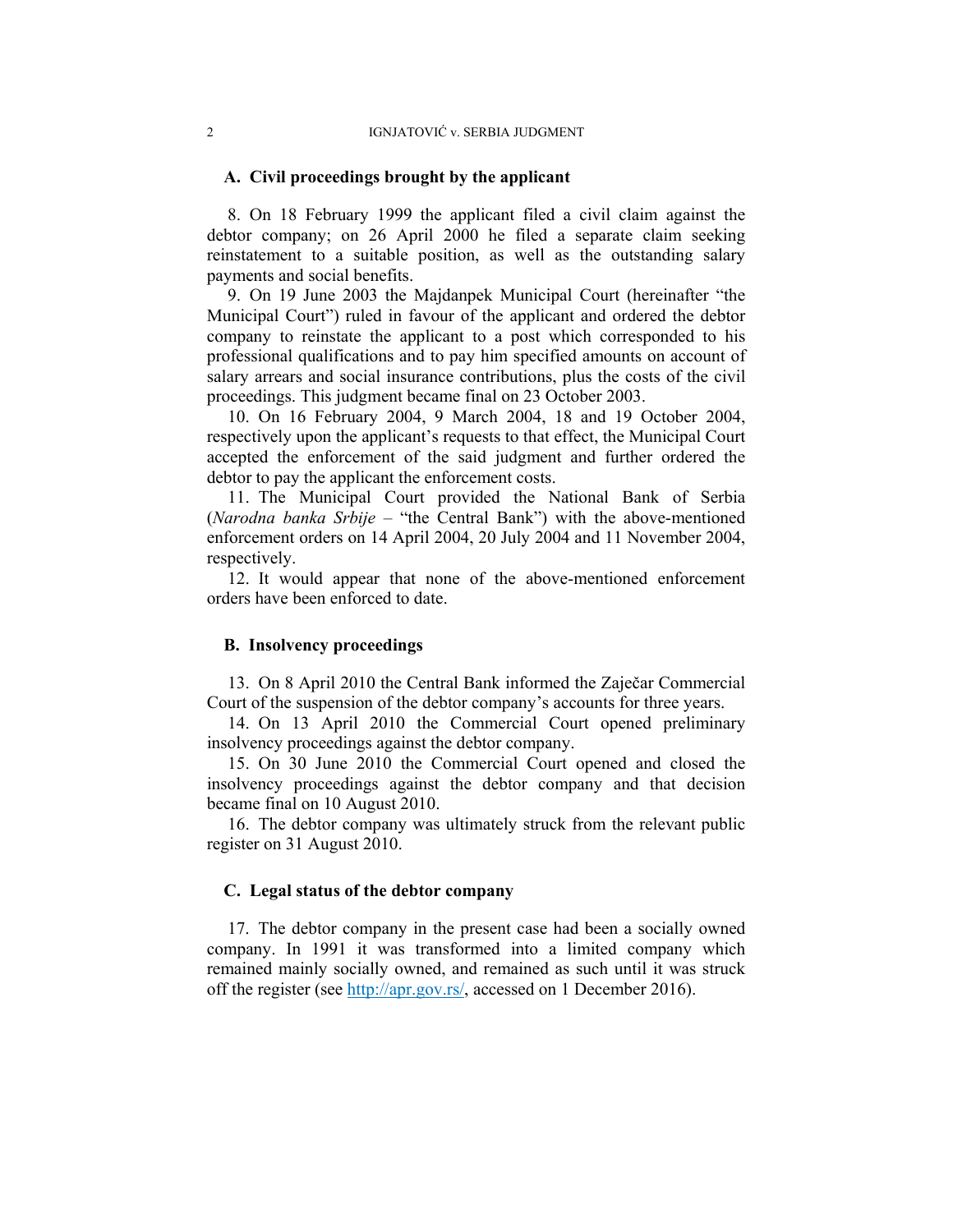## A. Civil proceedings brought by the applicant

8. On 18 February 1999 the applicant filed a civil claim against the debtor company; on 26 April 2000 he filed a separate claim seeking reinstatement to a suitable position, as well as the outstanding salary payments and social benefits.

9. On 19 June 2003 the Majdanpek Municipal Court (hereinafter "the Municipal Court") ruled in favour of the applicant and ordered the debtor company to reinstate the applicant to a post which corresponded to his professional qualifications and to pay him specified amounts on account of salary arrears and social insurance contributions, plus the costs of the civil proceedings. This judgment became final on 23 October 2003.

10. On 16 February 2004, 9 March 2004, 18 and 19 October 2004, respectively upon the applicant's requests to that effect, the Municipal Court accepted the enforcement of the said judgment and further ordered the debtor to pay the applicant the enforcement costs.

11. The Municipal Court provided the National Bank of Serbia (*Narodna banka Srbije* – "the Central Bank") with the above-mentioned enforcement orders on 14 April 2004, 20 July 2004 and 11 November 2004, respectively.

12. It would appear that none of the above-mentioned enforcement orders have been enforced to date.

## B. Insolvency proceedings

13. On 8 April 2010 the Central Bank informed the Zaječar Commercial Court of the suspension of the debtor company's accounts for three years.

14. On 13 April 2010 the Commercial Court opened preliminary insolvency proceedings against the debtor company.

15. On 30 June 2010 the Commercial Court opened and closed the insolvency proceedings against the debtor company and that decision became final on 10 August 2010.

16. The debtor company was ultimately struck from the relevant public register on 31 August 2010.

## C. Legal status of the debtor company

17. The debtor company in the present case had been a socially owned company. In 1991 it was transformed into a limited company which remained mainly socially owned, and remained as such until it was struck off the register (see http://apr.gov.rs/, accessed on 1 December 2016).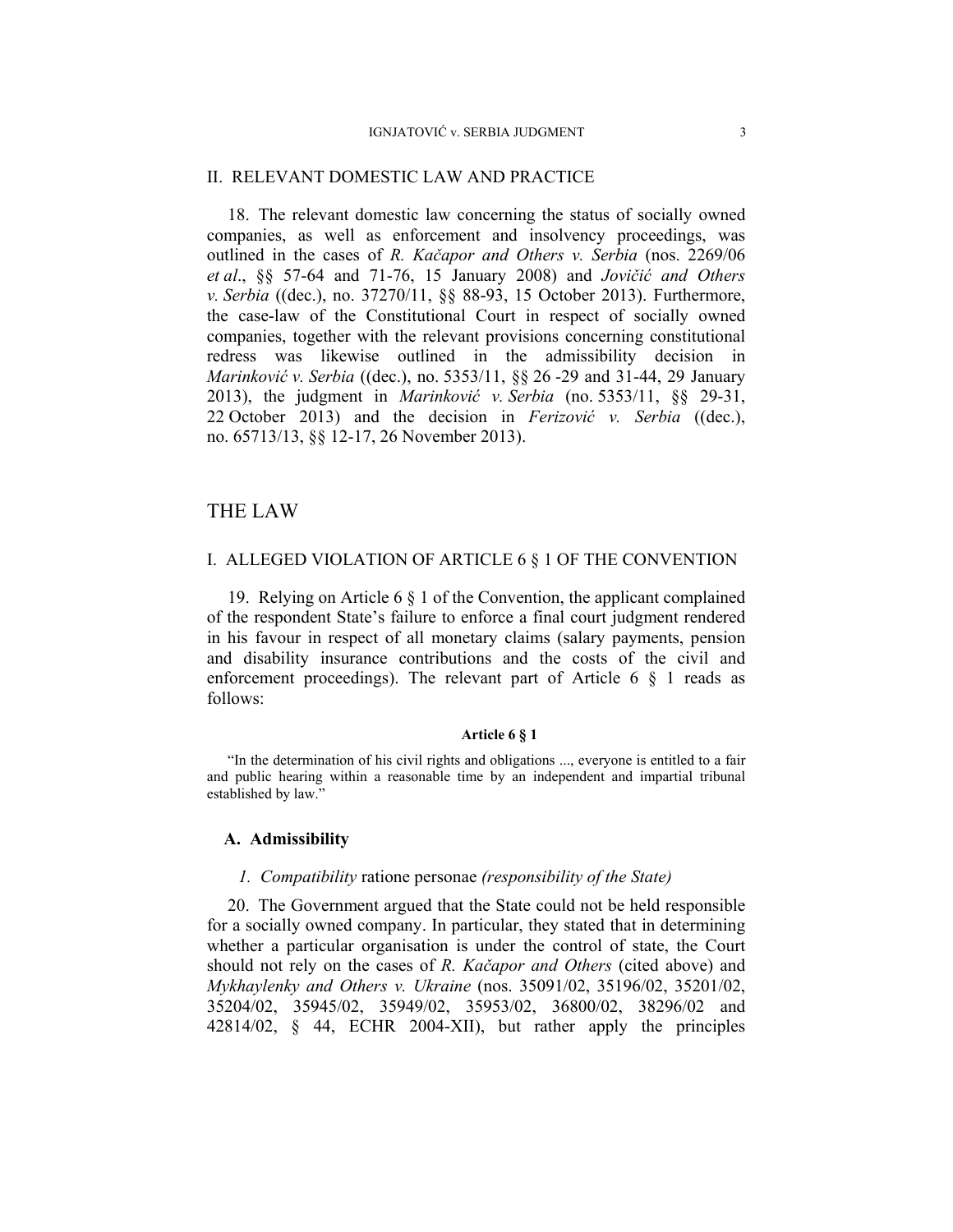## II. RELEVANT DOMESTIC LAW AND PRACTICE

18. The relevant domestic law concerning the status of socially owned companies, as well as enforcement and insolvency proceedings, was outlined in the cases of *R. Kačapor and Others v. Serbia* (nos. 2269/06 *et al*., §§ 57-64 and 71-76, 15 January 2008) and *Jovičić and Others v. Serbia* ((dec.), no. 37270/11, §§ 88-93, 15 October 2013). Furthermore, the case-law of the Constitutional Court in respect of socially owned companies, together with the relevant provisions concerning constitutional redress was likewise outlined in the admissibility decision in *Marinković v. Serbia* ((dec.), no. 5353/11, §§ 26 -29 and 31-44, 29 January 2013), the judgment in *Marinković v. Serbia* (no. 5353/11, §§ 29-31, 22 October 2013) and the decision in *Ferizović v. Serbia* ((dec.), no. 65713/13, §§ 12-17, 26 November 2013).

# THE LAW

## I. ALLEGED VIOLATION OF ARTICLE 6 § 1 OF THE CONVENTION

19. Relying on Article 6 § 1 of the Convention, the applicant complained of the respondent State's failure to enforce a final court judgment rendered in his favour in respect of all monetary claims (salary payments, pension and disability insurance contributions and the costs of the civil and enforcement proceedings). The relevant part of Article 6 § 1 reads as follows:

**Article 6 § 1**

"In the determination of his civil rights and obligations ..., everyone is entitled to a fair and public hearing within a reasonable time by an independent and impartial tribunal established by law."

### A. Admissibility

#### *1. Compatibility* ratione personae *(responsibility of the State)*

20. The Government argued that the State could not be held responsible for a socially owned company. In particular, they stated that in determining whether a particular organisation is under the control of state, the Court should not rely on the cases of *R. Kačapor and Others* (cited above) and *Mykhaylenky and Others v. Ukraine* (nos. 35091/02, 35196/02, 35201/02, 35204/02, 35945/02, 35949/02, 35953/02, 36800/02, 38296/02 and 42814/02, § 44, ECHR 2004-XII), but rather apply the principles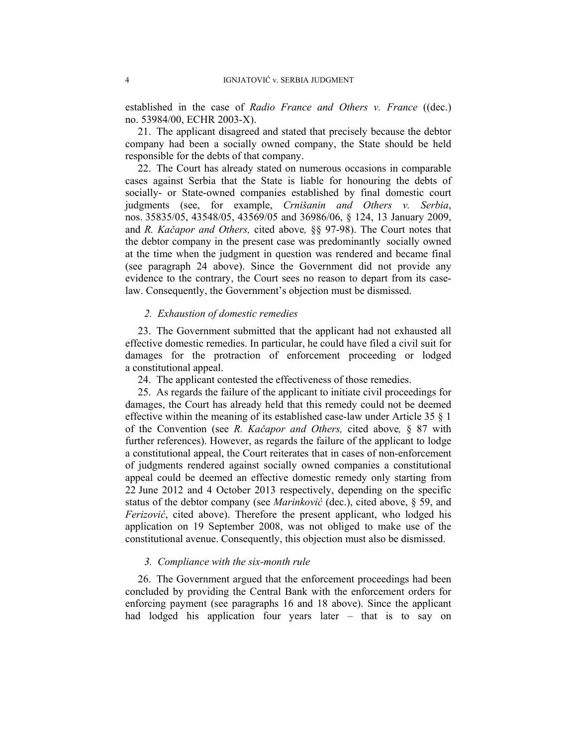established in the case of *Radio France and Others v. France* ((dec.) no. 53984/00, ECHR 2003-X).

21. The applicant disagreed and stated that precisely because the debtor company had been a socially owned company, the State should be held responsible for the debts of that company.

22. The Court has already stated on numerous occasions in comparable cases against Serbia that the State is liable for honouring the debts of socially- or State-owned companies established by final domestic court judgments (see, for example, *Crnišanin and Others v. Serbia*, nos. 35835/05, 43548/05, 43569/05 and 36986/06, § 124, 13 January 2009, and *R. Kačapor and Others,* cited above*,* §§ 97-98). The Court notes that the debtor company in the present case was predominantly socially owned at the time when the judgment in question was rendered and became final (see paragraph 24 above). Since the Government did not provide any evidence to the contrary, the Court sees no reason to depart from its case-law. Consequently, the Government's objection must be dismissed.

### *2. Exhaustion of domestic remedies*

23. The Government submitted that the applicant had not exhausted all effective domestic remedies. In particular, he could have filed a civil suit for damages for the protraction of enforcement proceeding or lodged a constitutional appeal.

24. The applicant contested the effectiveness of those remedies.

25. As regards the failure of the applicant to initiate civil proceedings for damages, the Court has already held that this remedy could not be deemed effective within the meaning of its established case-law under Article 35 § 1 of the Convention (see *R. Kačapor and Others,* cited above*,* § 87 with further references). However, as regards the failure of the applicant to lodge a constitutional appeal, the Court reiterates that in cases of non-enforcement of judgments rendered against socially owned companies a constitutional appeal could be deemed an effective domestic remedy only starting from 22 June 2012 and 4 October 2013 respectively, depending on the specific status of the debtor company (see *Marinković* (dec.), cited above, § 59, and *Ferizović*, cited above). Therefore the present applicant, who lodged his application on 19 September 2008, was not obliged to make use of the constitutional avenue. Consequently, this objection must also be dismissed.

### *3. Compliance with the six-month rule*

26. The Government argued that the enforcement proceedings had been concluded by providing the Central Bank with the enforcement orders for enforcing payment (see paragraphs 16 and 18 above). Since the applicant had lodged his application four years later – that is to say on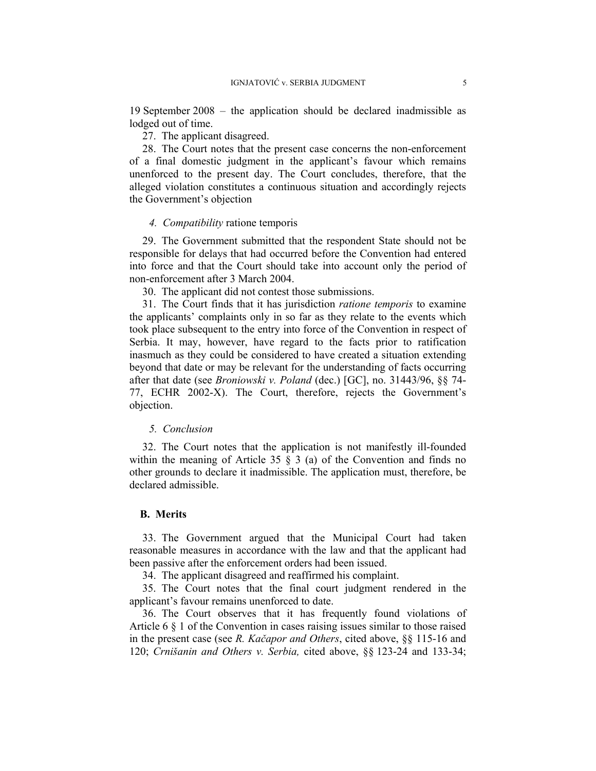19 September 2008 – the application should be declared inadmissible as lodged out of time.

27. The applicant disagreed.

28. The Court notes that the present case concerns the non-enforcement of a final domestic judgment in the applicant's favour which remains unenforced to the present day. The Court concludes, therefore, that the alleged violation constitutes a continuous situation and accordingly rejects the Government's objection

#### *4. Compatibility* ratione temporis

29. The Government submitted that the respondent State should not be responsible for delays that had occurred before the Convention had entered into force and that the Court should take into account only the period of non-enforcement after 3 March 2004.

30. The applicant did not contest those submissions.

31. The Court finds that it has jurisdiction *ratione temporis* to examine the applicants' complaints only in so far as they relate to the events which took place subsequent to the entry into force of the Convention in respect of Serbia. It may, however, have regard to the facts prior to ratification inasmuch as they could be considered to have created a situation extending beyond that date or may be relevant for the understanding of facts occurring after that date (see *Broniowski v. Poland* (dec.) [GC], no. 31443/96, §§ 74-77, ECHR 2002-X). The Court, therefore, rejects the Government's objection.

#### *5. Conclusion*

32. The Court notes that the application is not manifestly ill-founded within the meaning of Article 35 § 3 (a) of the Convention and finds no other grounds to declare it inadmissible. The application must, therefore, be declared admissible.

### B. Merits

33. The Government argued that the Municipal Court had taken reasonable measures in accordance with the law and that the applicant had been passive after the enforcement orders had been issued.

34. The applicant disagreed and reaffirmed his complaint.

35. The Court notes that the final court judgment rendered in the applicant's favour remains unenforced to date.

36. The Court observes that it has frequently found violations of Article 6 § 1 of the Convention in cases raising issues similar to those raised in the present case (see *R. Kačapor and Others*, cited above, §§ 115-16 and 120; *Crnišanin and Others v. Serbia,* cited above, §§ 123-24 and 133-34;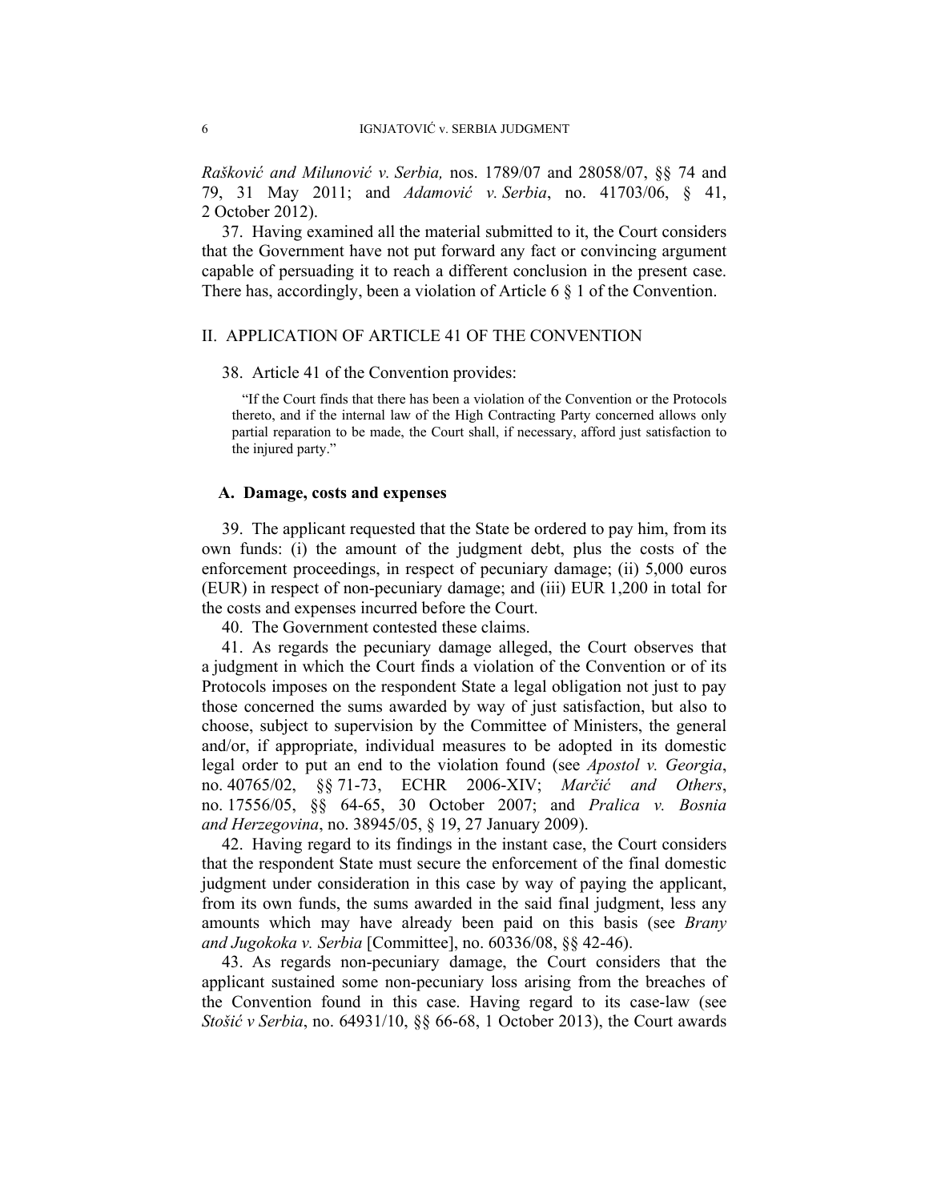*Rašković and Milunović v. Serbia,* nos. 1789/07 and 28058/07, §§ 74 and 79, 31 May 2011; and *Adamović v. Serbia*, no. 41703/06, § 41, 2 October 2012).

37. Having examined all the material submitted to it, the Court considers that the Government have not put forward any fact or convincing argument capable of persuading it to reach a different conclusion in the present case. There has, accordingly, been a violation of Article 6 § 1 of the Convention.

## II. APPLICATION OF ARTICLE 41 OF THE CONVENTION

38. Article 41 of the Convention provides:

> "If the Court finds that there has been a violation of the Convention or the Protocols thereto, and if the internal law of the High Contracting Party concerned allows only partial reparation to be made, the Court shall, if necessary, afford just satisfaction to the injured party."

### A. Damage, costs and expenses

39. The applicant requested that the State be ordered to pay him, from its own funds: (i) the amount of the judgment debt, plus the costs of the enforcement proceedings, in respect of pecuniary damage; (ii) 5,000 euros (EUR) in respect of non-pecuniary damage; and (iii) EUR 1,200 in total for the costs and expenses incurred before the Court.

40. The Government contested these claims.

41. As regards the pecuniary damage alleged, the Court observes that a judgment in which the Court finds a violation of the Convention or of its Protocols imposes on the respondent State a legal obligation not just to pay those concerned the sums awarded by way of just satisfaction, but also to choose, subject to supervision by the Committee of Ministers, the general and/or, if appropriate, individual measures to be adopted in its domestic legal order to put an end to the violation found (see *Apostol v. Georgia*, no. 40765/02, §§ 71-73, ECHR 2006-XIV; *Marčić and Others*, no. 17556/05, §§ 64-65, 30 October 2007; and *Pralica v. Bosnia and Herzegovina*, no. 38945/05, § 19, 27 January 2009).

42. Having regard to its findings in the instant case, the Court considers that the respondent State must secure the enforcement of the final domestic judgment under consideration in this case by way of paying the applicant, from its own funds, the sums awarded in the said final judgment, less any amounts which may have already been paid on this basis (see *Brany and Jugokoka v. Serbia* [Committee], no. 60336/08, §§ 42-46).

43. As regards non-pecuniary damage, the Court considers that the applicant sustained some non-pecuniary loss arising from the breaches of the Convention found in this case. Having regard to its case-law (see *Stošić v Serbia*, no. 64931/10, §§ 66-68, 1 October 2013), the Court awards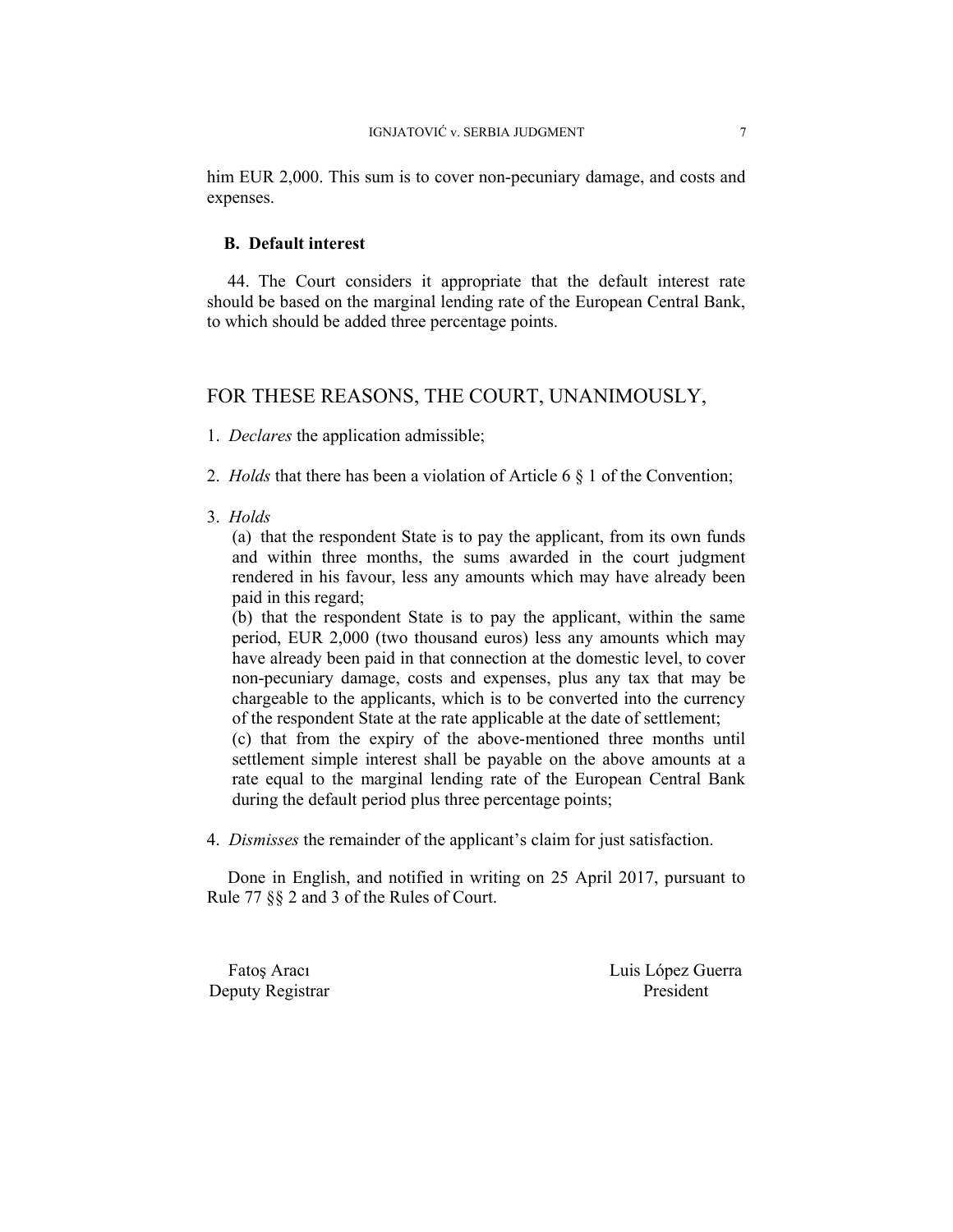him EUR 2,000. This sum is to cover non-pecuniary damage, and costs and expenses.

### B. Default interest

44. The Court considers it appropriate that the default interest rate should be based on the marginal lending rate of the European Central Bank, to which should be added three percentage points.

## FOR THESE REASONS, THE COURT, UNANIMOUSLY,

1. *Declares* the application admissible;

2. *Holds* that there has been a violation of Article 6 § 1 of the Convention;

3. *Holds*

   (a) that the respondent State is to pay the applicant, from its own funds and within three months, the sums awarded in the court judgment rendered in his favour, less any amounts which may have already been paid in this regard;

   (b) that the respondent State is to pay the applicant, within the same period, EUR 2,000 (two thousand euros) less any amounts which may have already been paid in that connection at the domestic level, to cover non-pecuniary damage, costs and expenses, plus any tax that may be chargeable to the applicants, which is to be converted into the currency of the respondent State at the rate applicable at the date of settlement;

   (c) that from the expiry of the above-mentioned three months until settlement simple interest shall be payable on the above amounts at a rate equal to the marginal lending rate of the European Central Bank during the default period plus three percentage points;

4. *Dismisses* the remainder of the applicant's claim for just satisfaction.

Done in English, and notified in writing on 25 April 2017, pursuant to Rule 77 §§ 2 and 3 of the Rules of Court.

Fatoş Aracı
Deputy Registrar

Luis López Guerra
President